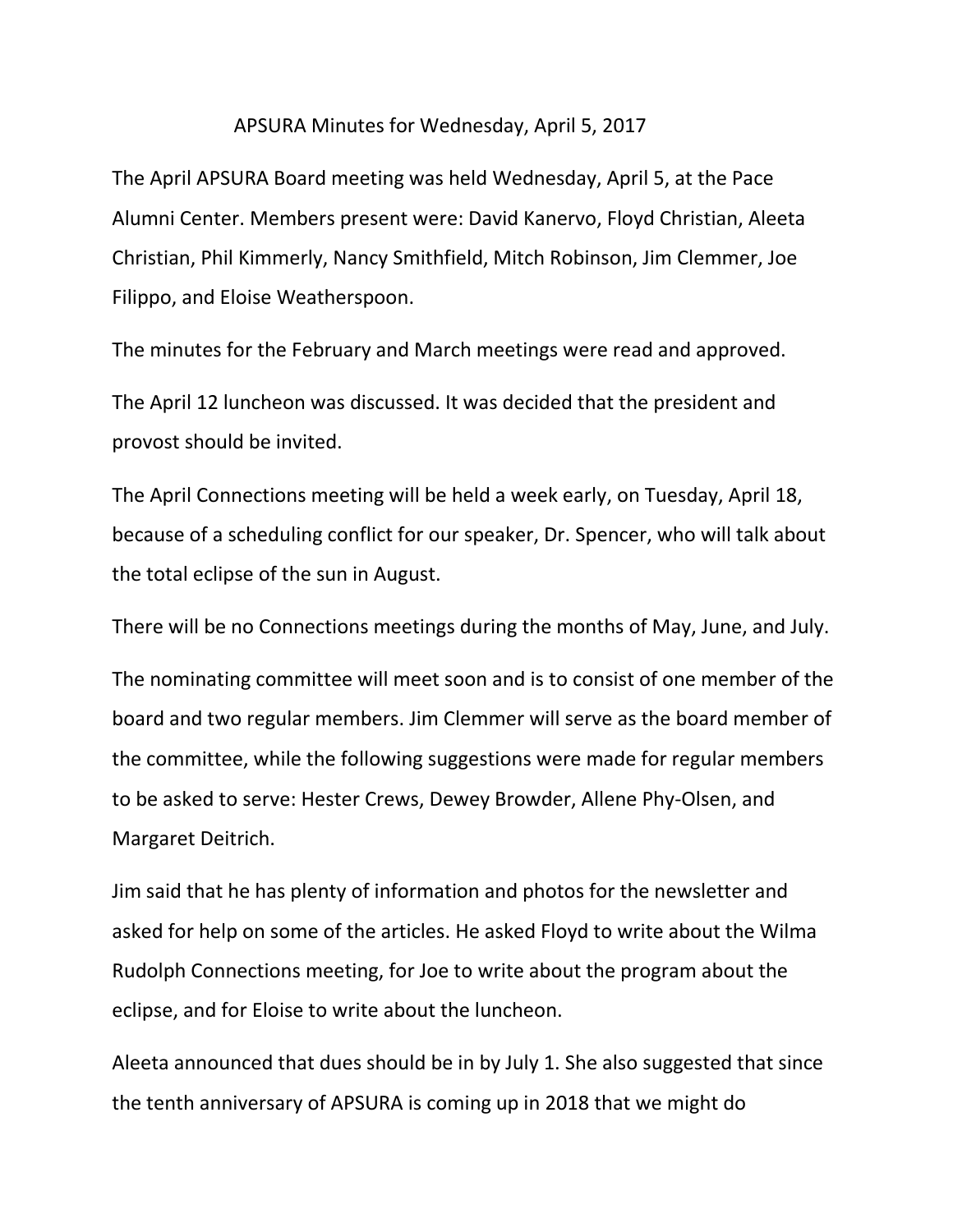# APSURA Minutes for Wednesday, April 5, 2017

The April APSURA Board meeting was held Wednesday, April 5, at the Pace Alumni Center. Members present were: David Kanervo, Floyd Christian, Aleeta Christian, Phil Kimmerly, Nancy Smithfield, Mitch Robinson, Jim Clemmer, Joe Filippo, and Eloise Weatherspoon.

The minutes for the February and March meetings were read and approved.

The April 12 luncheon was discussed. It was decided that the president and provost should be invited.

The April Connections meeting will be held a week early, on Tuesday, April 18, because of a scheduling conflict for our speaker, Dr. Spencer, who will talk about the total eclipse of the sun in August.

There will be no Connections meetings during the months of May, June, and July.

The nominating committee will meet soon and is to consist of one member of the board and two regular members. Jim Clemmer will serve as the board member of the committee, while the following suggestions were made for regular members to be asked to serve: Hester Crews, Dewey Browder, Allene Phy-Olsen, and Margaret Deitrich.

Jim said that he has plenty of information and photos for the newsletter and asked for help on some of the articles. He asked Floyd to write about the Wilma Rudolph Connections meeting, for Joe to write about the program about the eclipse, and for Eloise to write about the luncheon.

Aleeta announced that dues should be in by July 1. She also suggested that since the tenth anniversary of APSURA is coming up in 2018 that we might do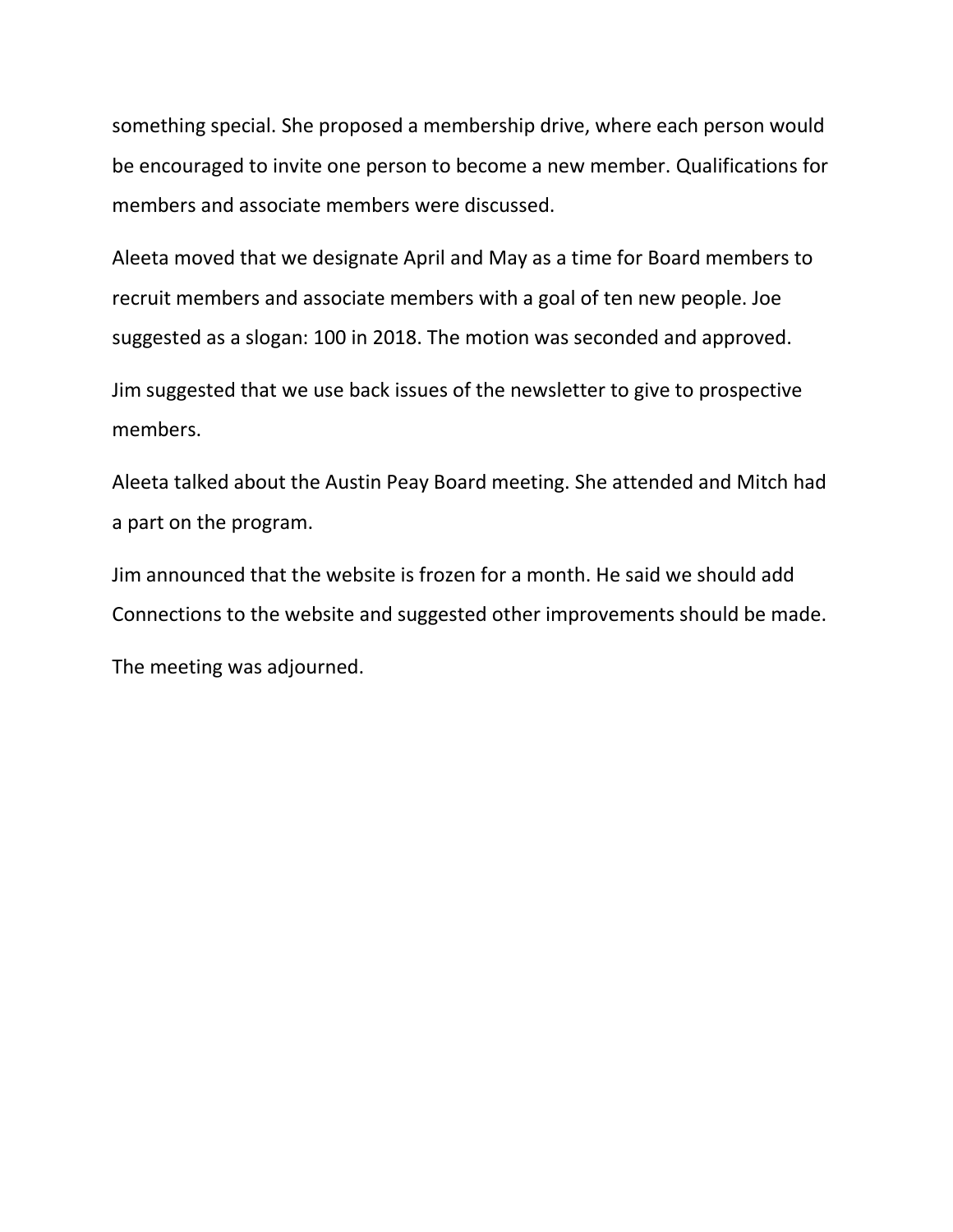something special. She proposed a membership drive, where each person would be encouraged to invite one person to become a new member. Qualifications for members and associate members were discussed.

Aleeta moved that we designate April and May as a time for Board members to recruit members and associate members with a goal of ten new people. Joe suggested as a slogan: 100 in 2018. The motion was seconded and approved.

Jim suggested that we use back issues of the newsletter to give to prospective members.

Aleeta talked about the Austin Peay Board meeting. She attended and Mitch had a part on the program.

Jim announced that the website is frozen for a month. He said we should add Connections to the website and suggested other improvements should be made.

The meeting was adjourned.